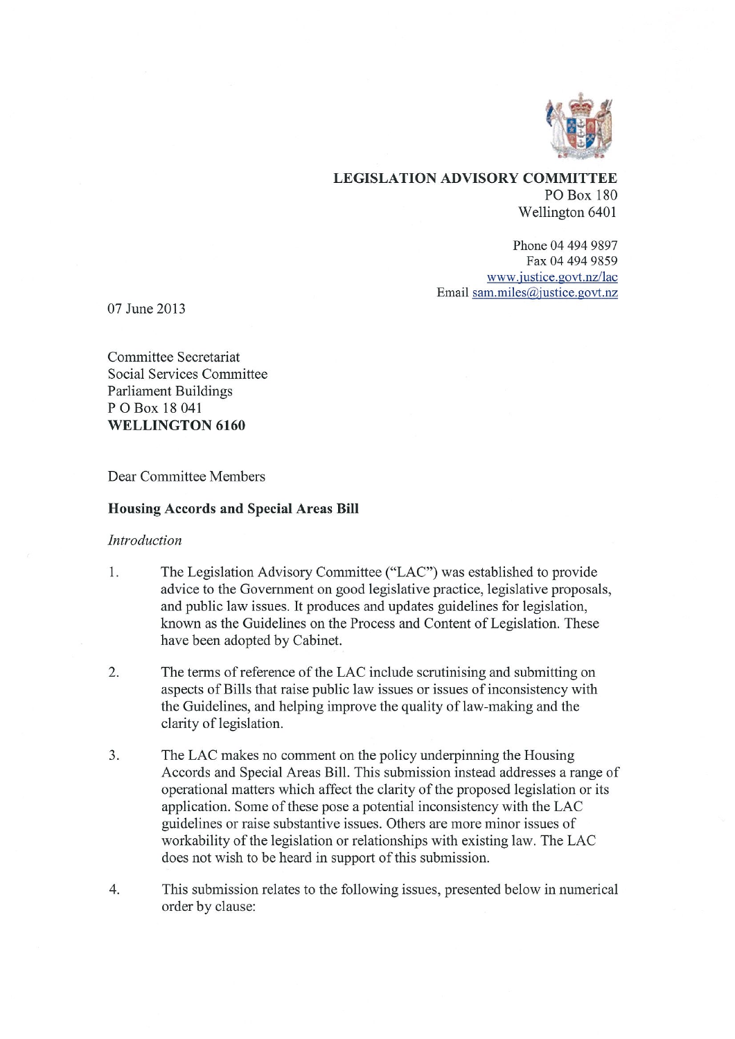**LEGISLATION ADVISORY COMMITTEE**
PO Box 180
Wellington 6401

Phone 04 494 9897
Fax 04 494 9859
www.justice.govt.nz/lac
Email sam.miles@justice.govt.nz

07 June 2013

Committee Secretariat
Social Services Committee
Parliament Buildings
P O Box 18 041
**WELLINGTON 6160**

Dear Committee Members

**Housing Accords and Special Areas Bill**

*Introduction*

1. The Legislation Advisory Committee ("LAC") was established to provide advice to the Government on good legislative practice, legislative proposals, and public law issues. It produces and updates guidelines for legislation, known as the Guidelines on the Process and Content of Legislation. These have been adopted by Cabinet.

2. The terms of reference of the LAC include scrutinising and submitting on aspects of Bills that raise public law issues or issues of inconsistency with the Guidelines, and helping improve the quality of law-making and the clarity of legislation.

3. The LAC makes no comment on the policy underpinning the Housing Accords and Special Areas Bill. This submission instead addresses a range of operational matters which affect the clarity of the proposed legislation or its application. Some of these pose a potential inconsistency with the LAC guidelines or raise substantive issues. Others are more minor issues of workability of the legislation or relationships with existing law. The LAC does not wish to be heard in support of this submission.

4. This submission relates to the following issues, presented below in numerical order by clause: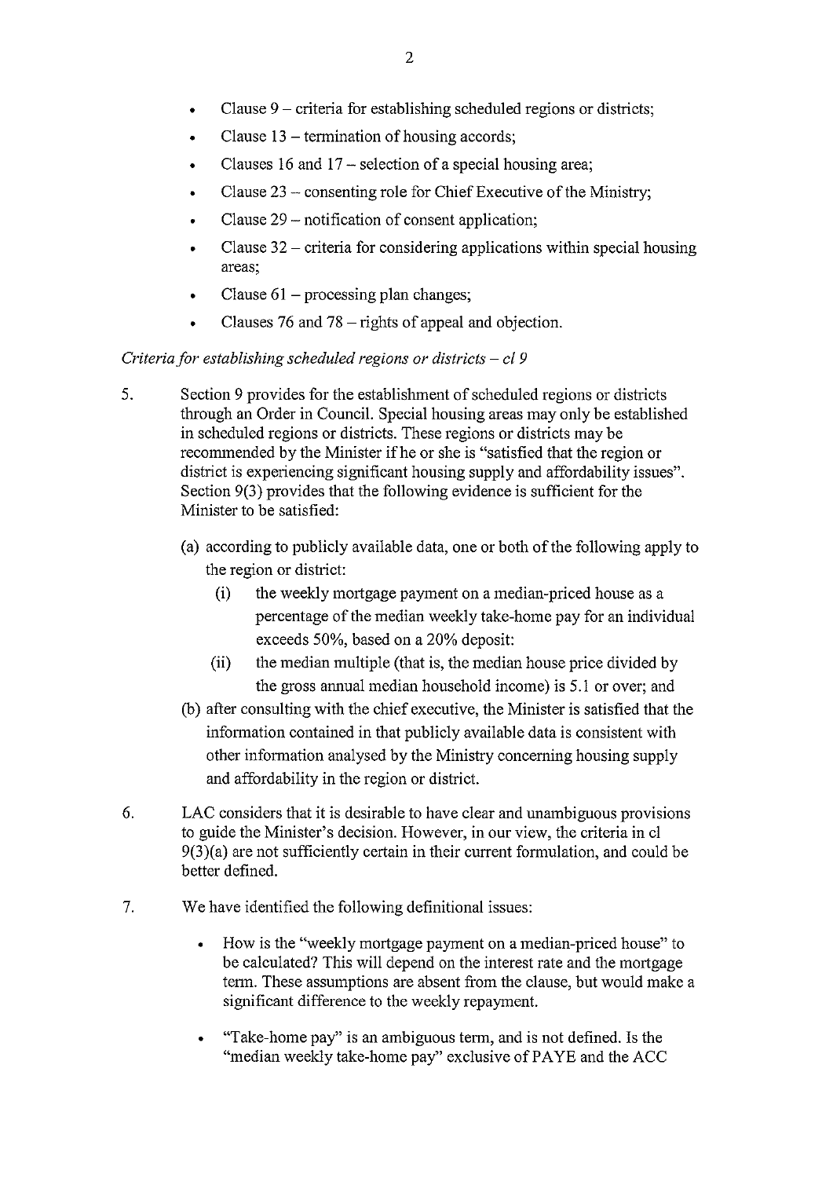- Clause 9 – criteria for establishing scheduled regions or districts;
- Clause 13 – termination of housing accords;
- Clauses 16 and 17 – selection of a special housing area;
- Clause 23 – consenting role for Chief Executive of the Ministry;
- Clause 29 – notification of consent application;
- Clause 32 – criteria for considering applications within special housing areas;
- Clause 61 – processing plan changes;
- Clauses 76 and 78 – rights of appeal and objection.

*Criteria for establishing scheduled regions or districts – cl 9*

5. Section 9 provides for the establishment of scheduled regions or districts through an Order in Council. Special housing areas may only be established in scheduled regions or districts. These regions or districts may be recommended by the Minister if he or she is "satisfied that the region or district is experiencing significant housing supply and affordability issues". Section 9(3) provides that the following evidence is sufficient for the Minister to be satisfied:

   (a) according to publicly available data, one or both of the following apply to the region or district:

      (i) the weekly mortgage payment on a median-priced house as a percentage of the median weekly take-home pay for an individual exceeds 50%, based on a 20% deposit:

      (ii) the median multiple (that is, the median house price divided by the gross annual median household income) is 5.1 or over; and

   (b) after consulting with the chief executive, the Minister is satisfied that the information contained in that publicly available data is consistent with other information analysed by the Ministry concerning housing supply and affordability in the region or district.

6. LAC considers that it is desirable to have clear and unambiguous provisions to guide the Minister's decision. However, in our view, the criteria in cl 9(3)(a) are not sufficiently certain in their current formulation, and could be better defined.

7. We have identified the following definitional issues:

   - How is the "weekly mortgage payment on a median-priced house" to be calculated? This will depend on the interest rate and the mortgage term. These assumptions are absent from the clause, but would make a significant difference to the weekly repayment.

   - "Take-home pay" is an ambiguous term, and is not defined. Is the "median weekly take-home pay" exclusive of PAYE and the ACC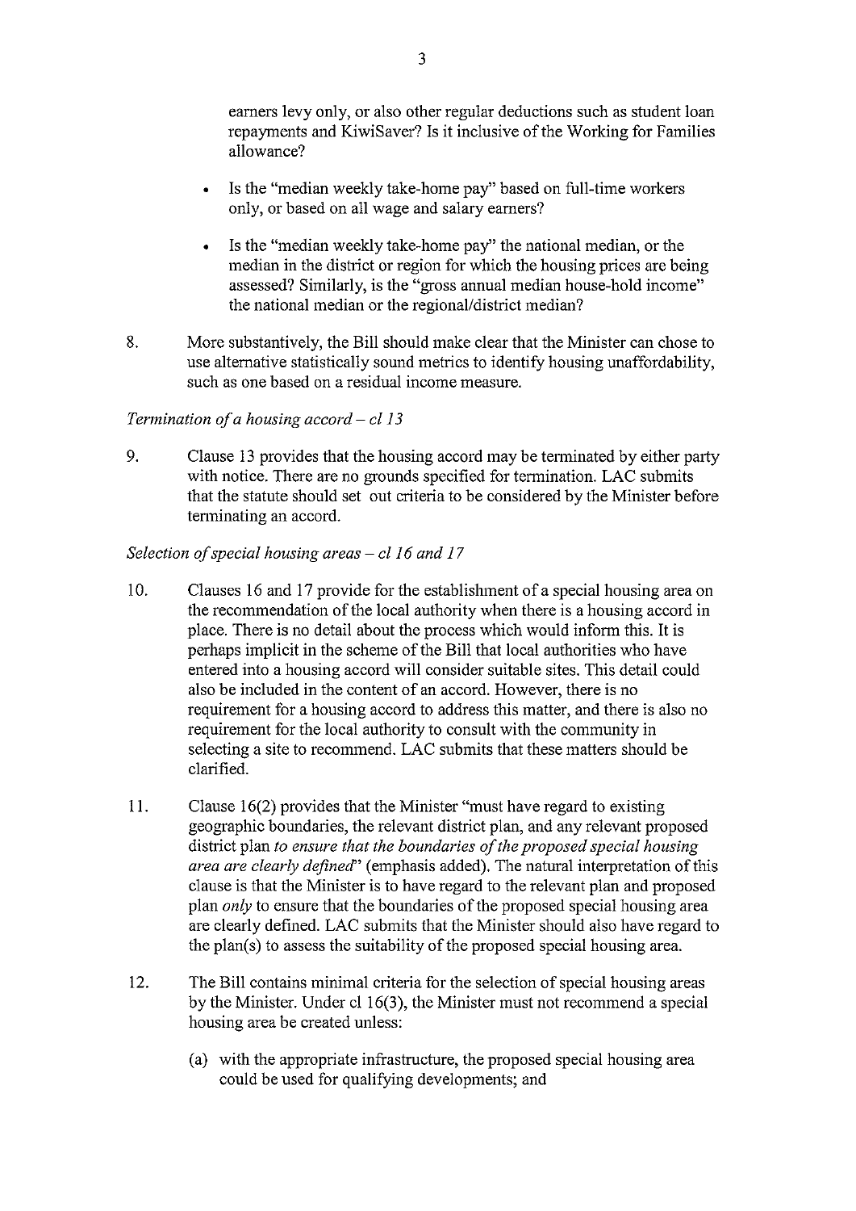earners levy only, or also other regular deductions such as student loan repayments and KiwiSaver? Is it inclusive of the Working for Families allowance?

- Is the "median weekly take-home pay" based on full-time workers only, or based on all wage and salary earners?
- Is the "median weekly take-home pay" the national median, or the median in the district or region for which the housing prices are being assessed? Similarly, is the "gross annual median house-hold income" the national median or the regional/district median?

8. More substantively, the Bill should make clear that the Minister can chose to use alternative statistically sound metrics to identify housing unaffordability, such as one based on a residual income measure.

*Termination of a housing accord – cl 13*

9. Clause 13 provides that the housing accord may be terminated by either party with notice. There are no grounds specified for termination. LAC submits that the statute should set out criteria to be considered by the Minister before terminating an accord.

*Selection of special housing areas – cl 16 and 17*

10. Clauses 16 and 17 provide for the establishment of a special housing area on the recommendation of the local authority when there is a housing accord in place. There is no detail about the process which would inform this. It is perhaps implicit in the scheme of the Bill that local authorities who have entered into a housing accord will consider suitable sites. This detail could also be included in the content of an accord. However, there is no requirement for a housing accord to address this matter, and there is also no requirement for the local authority to consult with the community in selecting a site to recommend. LAC submits that these matters should be clarified.

11. Clause 16(2) provides that the Minister "must have regard to existing geographic boundaries, the relevant district plan, and any relevant proposed district plan *to ensure that the boundaries of the proposed special housing area are clearly defined*" (emphasis added). The natural interpretation of this clause is that the Minister is to have regard to the relevant plan and proposed plan *only* to ensure that the boundaries of the proposed special housing area are clearly defined. LAC submits that the Minister should also have regard to the plan(s) to assess the suitability of the proposed special housing area.

12. The Bill contains minimal criteria for the selection of special housing areas by the Minister. Under cl 16(3), the Minister must not recommend a special housing area be created unless:

    (a) with the appropriate infrastructure, the proposed special housing area could be used for qualifying developments; and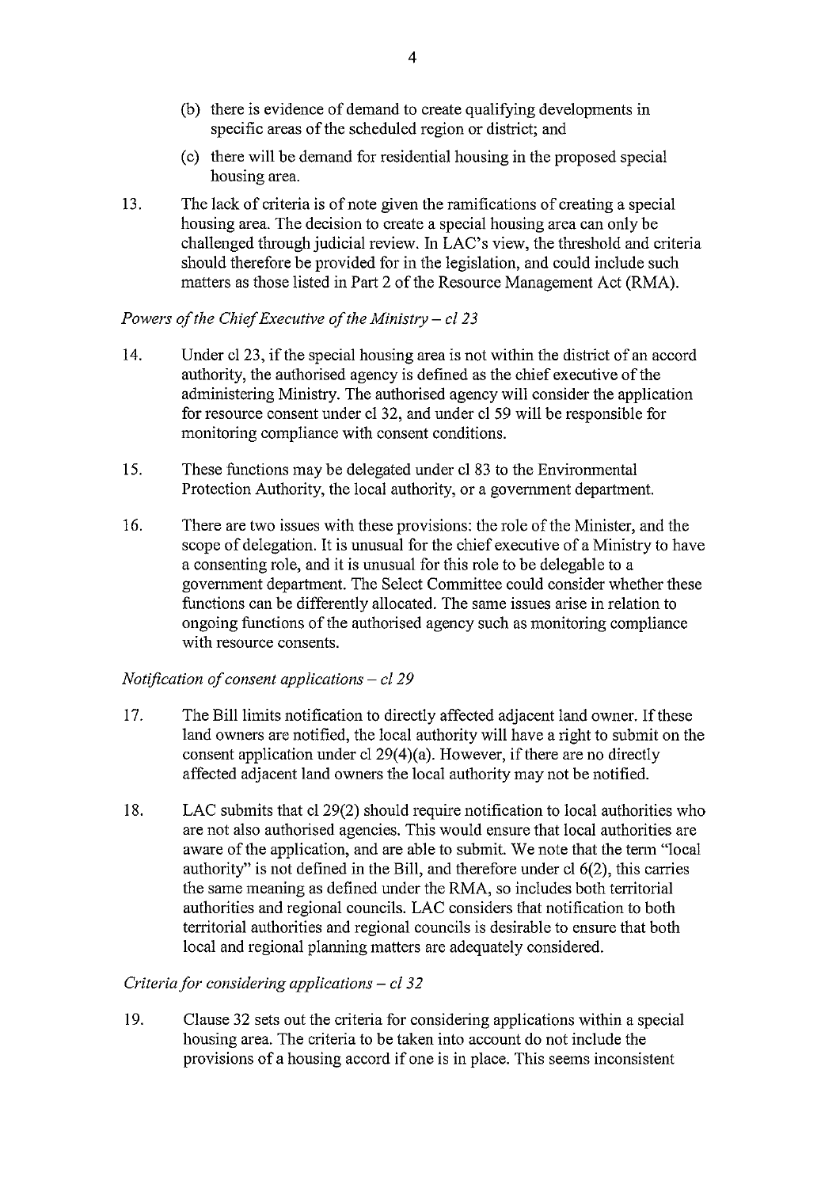(b) there is evidence of demand to create qualifying developments in specific areas of the scheduled region or district; and

(c) there will be demand for residential housing in the proposed special housing area.

13. The lack of criteria is of note given the ramifications of creating a special housing area. The decision to create a special housing area can only be challenged through judicial review. In LAC's view, the threshold and criteria should therefore be provided for in the legislation, and could include such matters as those listed in Part 2 of the Resource Management Act (RMA).

*Powers of the Chief Executive of the Ministry – cl 23*

14. Under cl 23, if the special housing area is not within the district of an accord authority, the authorised agency is defined as the chief executive of the administering Ministry. The authorised agency will consider the application for resource consent under cl 32, and under cl 59 will be responsible for monitoring compliance with consent conditions.

15. These functions may be delegated under cl 83 to the Environmental Protection Authority, the local authority, or a government department.

16. There are two issues with these provisions: the role of the Minister, and the scope of delegation. It is unusual for the chief executive of a Ministry to have a consenting role, and it is unusual for this role to be delegable to a government department. The Select Committee could consider whether these functions can be differently allocated. The same issues arise in relation to ongoing functions of the authorised agency such as monitoring compliance with resource consents.

*Notification of consent applications – cl 29*

17. The Bill limits notification to directly affected adjacent land owner. If these land owners are notified, the local authority will have a right to submit on the consent application under cl 29(4)(a). However, if there are no directly affected adjacent land owners the local authority may not be notified.

18. LAC submits that cl 29(2) should require notification to local authorities who are not also authorised agencies. This would ensure that local authorities are aware of the application, and are able to submit. We note that the term "local authority" is not defined in the Bill, and therefore under cl 6(2), this carries the same meaning as defined under the RMA, so includes both territorial authorities and regional councils. LAC considers that notification to both territorial authorities and regional councils is desirable to ensure that both local and regional planning matters are adequately considered.

*Criteria for considering applications – cl 32*

19. Clause 32 sets out the criteria for considering applications within a special housing area. The criteria to be taken into account do not include the provisions of a housing accord if one is in place. This seems inconsistent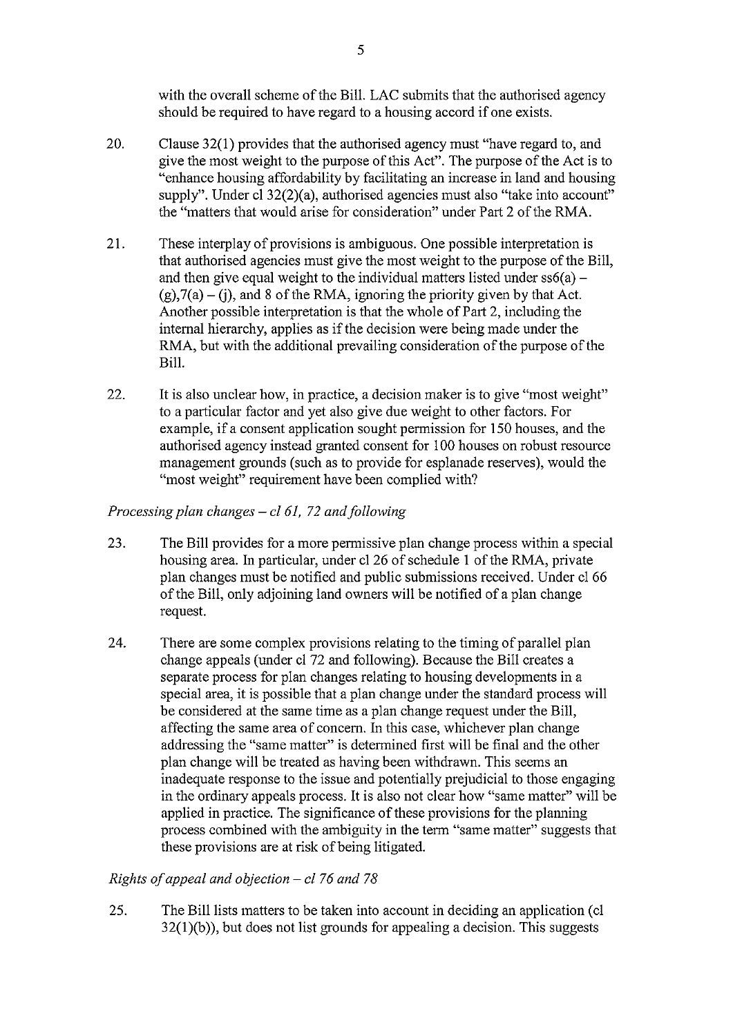with the overall scheme of the Bill. LAC submits that the authorised agency should be required to have regard to a housing accord if one exists.

20. Clause 32(1) provides that the authorised agency must "have regard to, and give the most weight to the purpose of this Act". The purpose of the Act is to "enhance housing affordability by facilitating an increase in land and housing supply". Under cl 32(2)(a), authorised agencies must also "take into account" the "matters that would arise for consideration" under Part 2 of the RMA.

21. These interplay of provisions is ambiguous. One possible interpretation is that authorised agencies must give the most weight to the purpose of the Bill, and then give equal weight to the individual matters listed under ss6(a) – (g), 7(a) – (j), and 8 of the RMA, ignoring the priority given by that Act. Another possible interpretation is that the whole of Part 2, including the internal hierarchy, applies as if the decision were being made under the RMA, but with the additional prevailing consideration of the purpose of the Bill.

22. It is also unclear how, in practice, a decision maker is to give "most weight" to a particular factor and yet also give due weight to other factors. For example, if a consent application sought permission for 150 houses, and the authorised agency instead granted consent for 100 houses on robust resource management grounds (such as to provide for esplanade reserves), would the "most weight" requirement have been complied with?

*Processing plan changes – cl 61, 72 and following*

23. The Bill provides for a more permissive plan change process within a special housing area. In particular, under cl 26 of schedule 1 of the RMA, private plan changes must be notified and public submissions received. Under cl 66 of the Bill, only adjoining land owners will be notified of a plan change request.

24. There are some complex provisions relating to the timing of parallel plan change appeals (under cl 72 and following). Because the Bill creates a separate process for plan changes relating to housing developments in a special area, it is possible that a plan change under the standard process will be considered at the same time as a plan change request under the Bill, affecting the same area of concern. In this case, whichever plan change addressing the "same matter" is determined first will be final and the other plan change will be treated as having been withdrawn. This seems an inadequate response to the issue and potentially prejudicial to those engaging in the ordinary appeals process. It is also not clear how "same matter" will be applied in practice. The significance of these provisions for the planning process combined with the ambiguity in the term "same matter" suggests that these provisions are at risk of being litigated.

*Rights of appeal and objection – cl 76 and 78*

25. The Bill lists matters to be taken into account in deciding an application (cl 32(1)(b)), but does not list grounds for appealing a decision. This suggests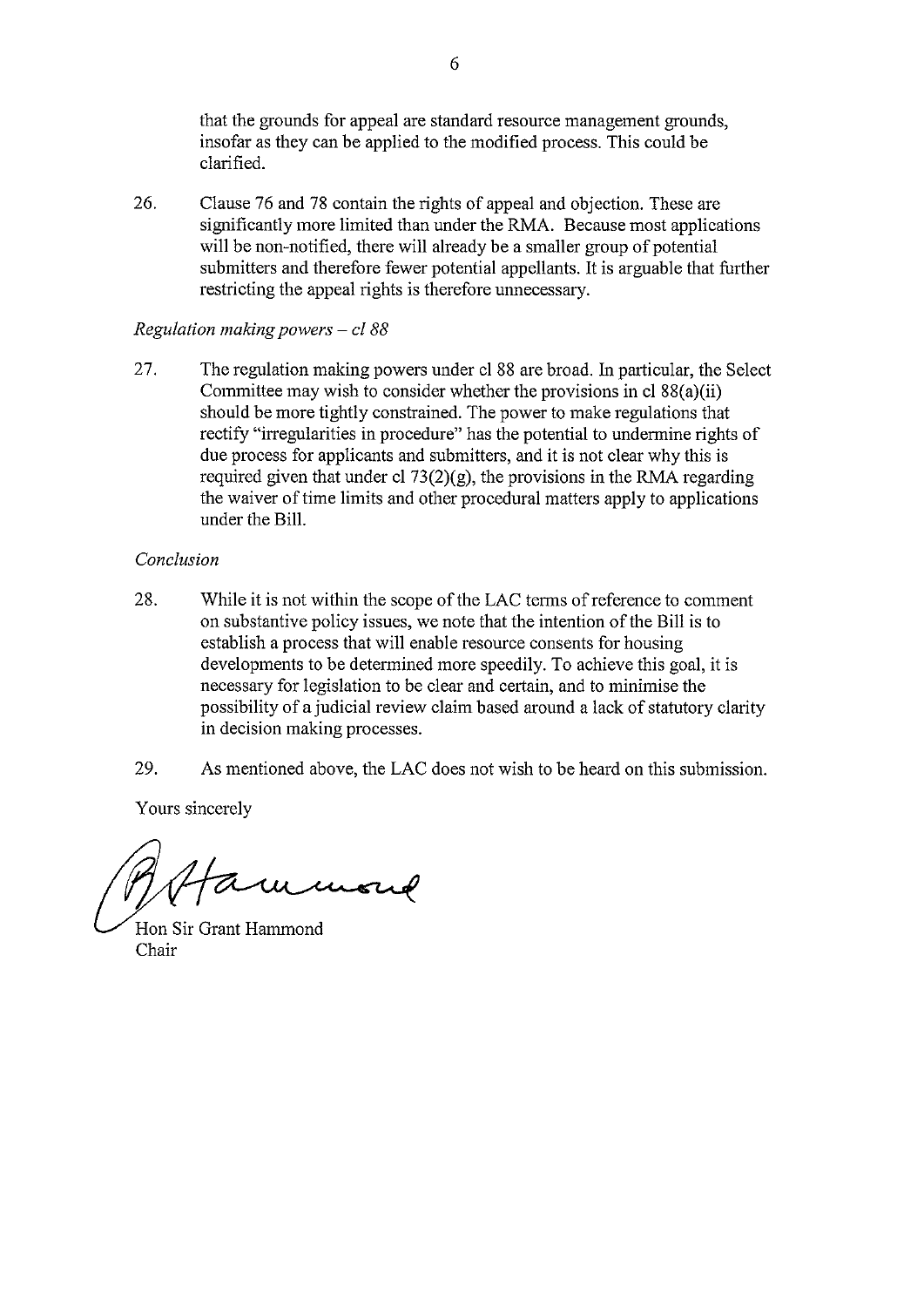that the grounds for appeal are standard resource management grounds, insofar as they can be applied to the modified process. This could be clarified.

26. Clause 76 and 78 contain the rights of appeal and objection. These are significantly more limited than under the RMA. Because most applications will be non-notified, there will already be a smaller group of potential submitters and therefore fewer potential appellants. It is arguable that further restricting the appeal rights is therefore unnecessary.

*Regulation making powers – cl 88*

27. The regulation making powers under cl 88 are broad. In particular, the Select Committee may wish to consider whether the provisions in cl 88(a)(ii) should be more tightly constrained. The power to make regulations that rectify "irregularities in procedure" has the potential to undermine rights of due process for applicants and submitters, and it is not clear why this is required given that under cl 73(2)(g), the provisions in the RMA regarding the waiver of time limits and other procedural matters apply to applications under the Bill.

*Conclusion*

28. While it is not within the scope of the LAC terms of reference to comment on substantive policy issues, we note that the intention of the Bill is to establish a process that will enable resource consents for housing developments to be determined more speedily. To achieve this goal, it is necessary for legislation to be clear and certain, and to minimise the possibility of a judicial review claim based around a lack of statutory clarity in decision making processes.

29. As mentioned above, the LAC does not wish to be heard on this submission.

Yours sincerely

Hon Sir Grant Hammond
Chair